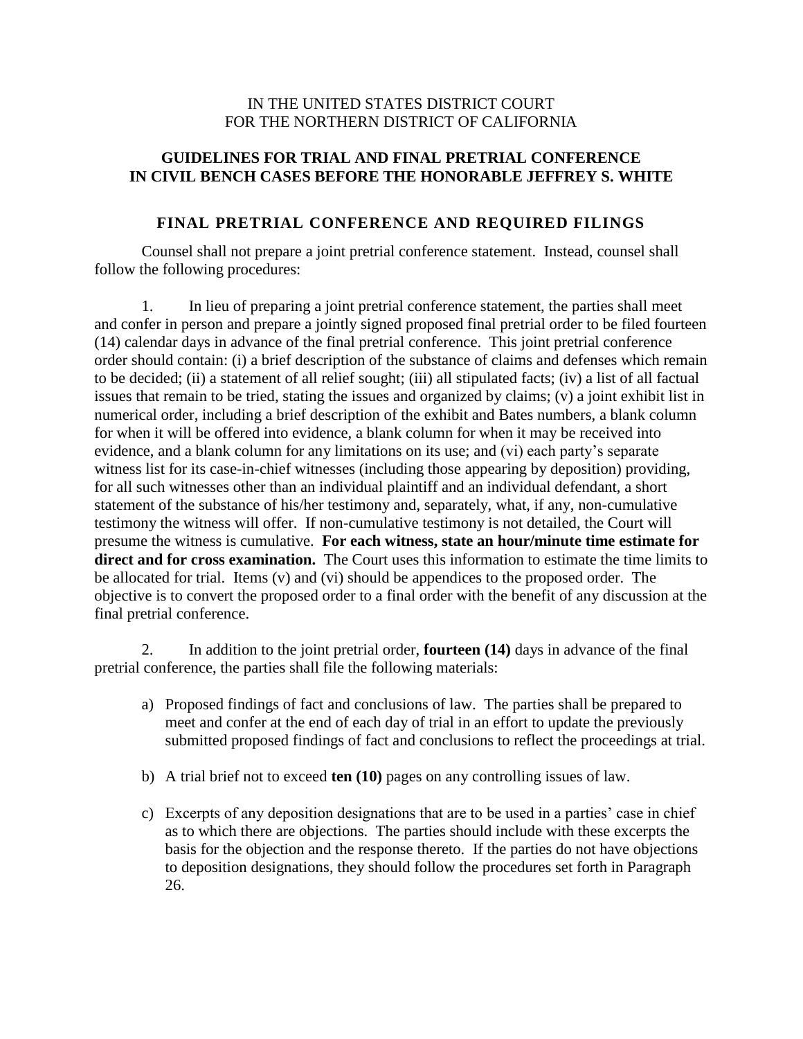IN THE UNITED STATES DISTRICT COURT
FOR THE NORTHERN DISTRICT OF CALIFORNIA

**GUIDELINES FOR TRIAL AND FINAL PRETRIAL CONFERENCE IN CIVIL BENCH CASES BEFORE THE HONORABLE JEFFREY S. WHITE**

## FINAL PRETRIAL CONFERENCE AND REQUIRED FILINGS

Counsel shall not prepare a joint pretrial conference statement. Instead, counsel shall follow the following procedures:

1. In lieu of preparing a joint pretrial conference statement, the parties shall meet and confer in person and prepare a jointly signed proposed final pretrial order to be filed fourteen (14) calendar days in advance of the final pretrial conference. This joint pretrial conference order should contain: (i) a brief description of the substance of claims and defenses which remain to be decided; (ii) a statement of all relief sought; (iii) all stipulated facts; (iv) a list of all factual issues that remain to be tried, stating the issues and organized by claims; (v) a joint exhibit list in numerical order, including a brief description of the exhibit and Bates numbers, a blank column for when it will be offered into evidence, a blank column for when it may be received into evidence, and a blank column for any limitations on its use; and (vi) each party's separate witness list for its case-in-chief witnesses (including those appearing by deposition) providing, for all such witnesses other than an individual plaintiff and an individual defendant, a short statement of the substance of his/her testimony and, separately, what, if any, non-cumulative testimony the witness will offer. If non-cumulative testimony is not detailed, the Court will presume the witness is cumulative. **For each witness, state an hour/minute time estimate for direct and for cross examination.** The Court uses this information to estimate the time limits to be allocated for trial. Items (v) and (vi) should be appendices to the proposed order. The objective is to convert the proposed order to a final order with the benefit of any discussion at the final pretrial conference.

2. In addition to the joint pretrial order, **fourteen (14)** days in advance of the final pretrial conference, the parties shall file the following materials:

   a) Proposed findings of fact and conclusions of law. The parties shall be prepared to meet and confer at the end of each day of trial in an effort to update the previously submitted proposed findings of fact and conclusions to reflect the proceedings at trial.

   b) A trial brief not to exceed **ten (10)** pages on any controlling issues of law.

   c) Excerpts of any deposition designations that are to be used in a parties' case in chief as to which there are objections. The parties should include with these excerpts the basis for the objection and the response thereto. If the parties do not have objections to deposition designations, they should follow the procedures set forth in Paragraph 26.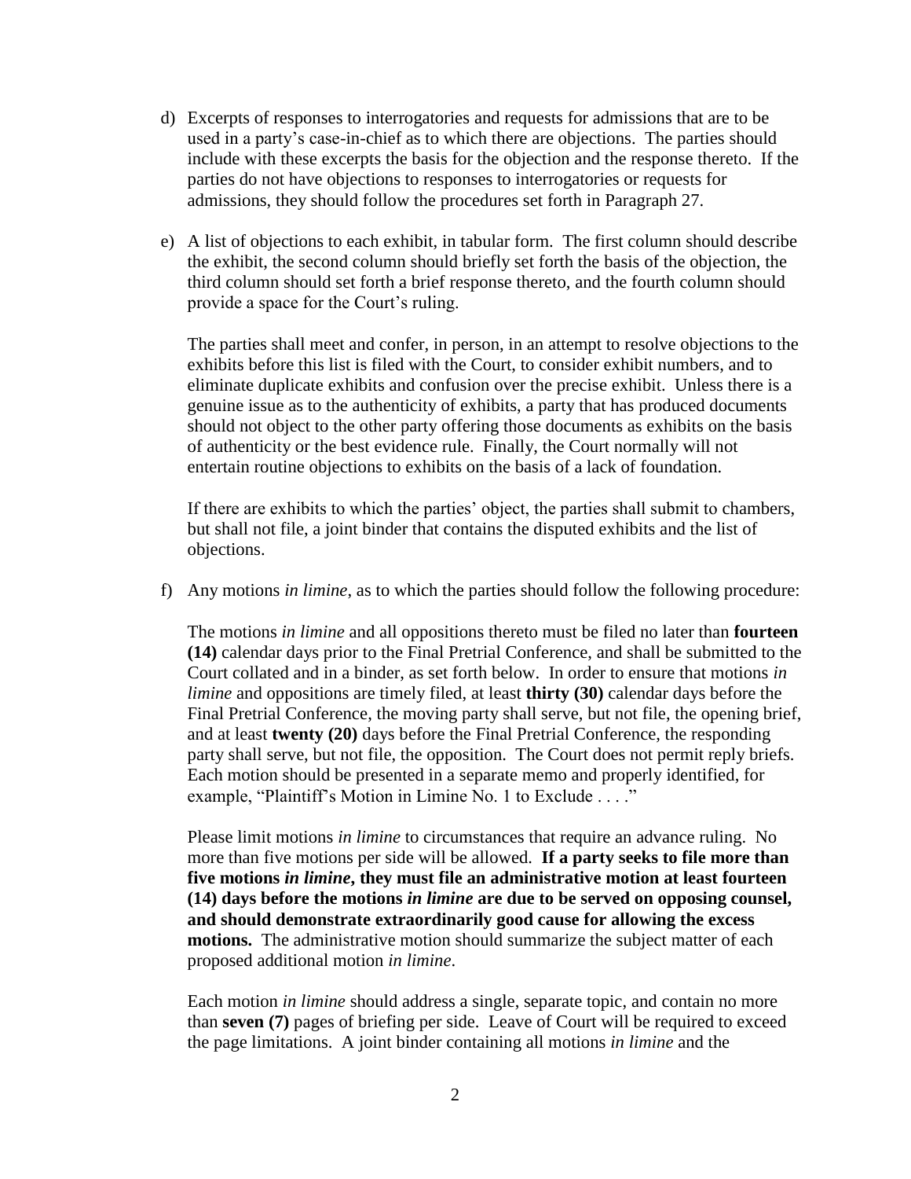d) Excerpts of responses to interrogatories and requests for admissions that are to be used in a party's case-in-chief as to which there are objections. The parties should include with these excerpts the basis for the objection and the response thereto. If the parties do not have objections to responses to interrogatories or requests for admissions, they should follow the procedures set forth in Paragraph 27.

e) A list of objections to each exhibit, in tabular form. The first column should describe the exhibit, the second column should briefly set forth the basis of the objection, the third column should set forth a brief response thereto, and the fourth column should provide a space for the Court's ruling.

   The parties shall meet and confer, in person, in an attempt to resolve objections to the exhibits before this list is filed with the Court, to consider exhibit numbers, and to eliminate duplicate exhibits and confusion over the precise exhibit. Unless there is a genuine issue as to the authenticity of exhibits, a party that has produced documents should not object to the other party offering those documents as exhibits on the basis of authenticity or the best evidence rule. Finally, the Court normally will not entertain routine objections to exhibits on the basis of a lack of foundation.

   If there are exhibits to which the parties' object, the parties shall submit to chambers, but shall not file, a joint binder that contains the disputed exhibits and the list of objections.

f) Any motions *in limine*, as to which the parties should follow the following procedure:

   The motions *in limine* and all oppositions thereto must be filed no later than **fourteen (14)** calendar days prior to the Final Pretrial Conference, and shall be submitted to the Court collated and in a binder, as set forth below. In order to ensure that motions *in limine* and oppositions are timely filed, at least **thirty (30)** calendar days before the Final Pretrial Conference, the moving party shall serve, but not file, the opening brief, and at least **twenty (20)** days before the Final Pretrial Conference, the responding party shall serve, but not file, the opposition. The Court does not permit reply briefs. Each motion should be presented in a separate memo and properly identified, for example, "Plaintiff's Motion in Limine No. 1 to Exclude . . . ."

   Please limit motions *in limine* to circumstances that require an advance ruling. No more than five motions per side will be allowed. **If a party seeks to file more than five motions *in limine*, they must file an administrative motion at least fourteen (14) days before the motions *in limine* are due to be served on opposing counsel, and should demonstrate extraordinarily good cause for allowing the excess motions.** The administrative motion should summarize the subject matter of each proposed additional motion *in limine*.

   Each motion *in limine* should address a single, separate topic, and contain no more than **seven (7)** pages of briefing per side. Leave of Court will be required to exceed the page limitations. A joint binder containing all motions *in limine* and the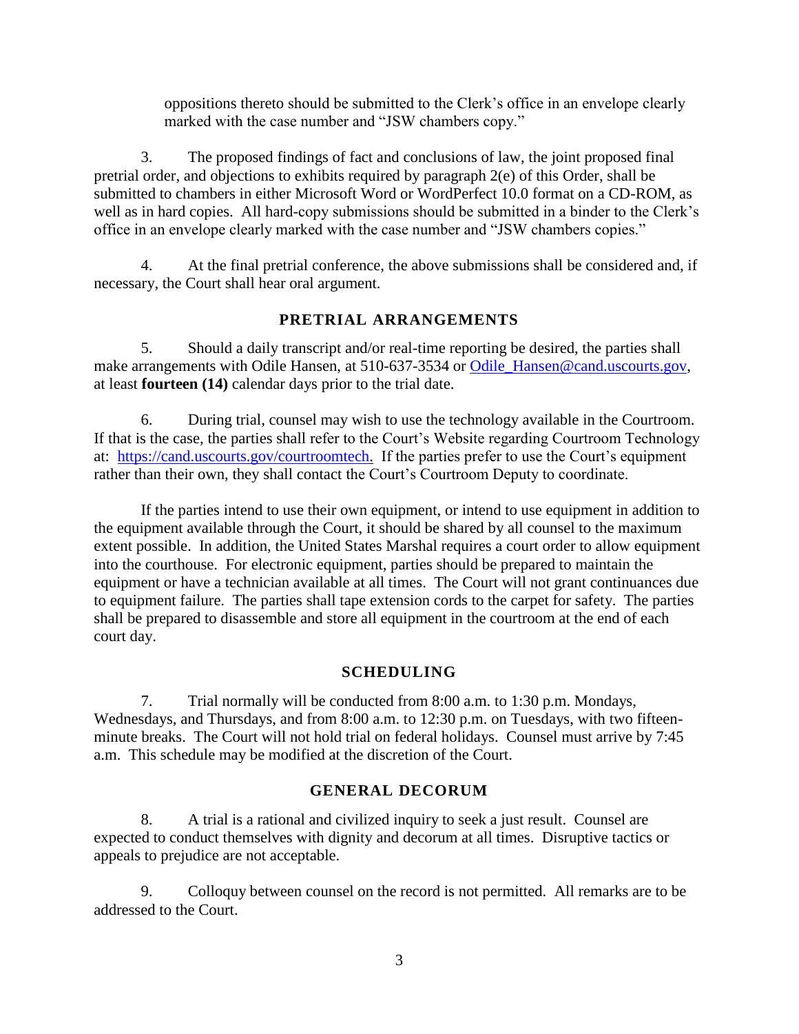oppositions thereto should be submitted to the Clerk's office in an envelope clearly marked with the case number and "JSW chambers copy."

3. The proposed findings of fact and conclusions of law, the joint proposed final pretrial order, and objections to exhibits required by paragraph 2(e) of this Order, shall be submitted to chambers in either Microsoft Word or WordPerfect 10.0 format on a CD-ROM, as well as in hard copies. All hard-copy submissions should be submitted in a binder to the Clerk's office in an envelope clearly marked with the case number and "JSW chambers copies."

4. At the final pretrial conference, the above submissions shall be considered and, if necessary, the Court shall hear oral argument.

## PRETRIAL ARRANGEMENTS

5. Should a daily transcript and/or real-time reporting be desired, the parties shall make arrangements with Odile Hansen, at 510-637-3534 or [Odile_Hansen@cand.uscourts.gov](mailto:Odile_Hansen@cand.uscourts.gov), at least **fourteen (14)** calendar days prior to the trial date.

6. During trial, counsel may wish to use the technology available in the Courtroom. If that is the case, the parties shall refer to the Court's Website regarding Courtroom Technology at: [https://cand.uscourts.gov/courtroomtech.](https://cand.uscourts.gov/courtroomtech) If the parties prefer to use the Court's equipment rather than their own, they shall contact the Court's Courtroom Deputy to coordinate.

If the parties intend to use their own equipment, or intend to use equipment in addition to the equipment available through the Court, it should be shared by all counsel to the maximum extent possible. In addition, the United States Marshal requires a court order to allow equipment into the courthouse. For electronic equipment, parties should be prepared to maintain the equipment or have a technician available at all times. The Court will not grant continuances due to equipment failure. The parties shall tape extension cords to the carpet for safety. The parties shall be prepared to disassemble and store all equipment in the courtroom at the end of each court day.

## SCHEDULING

7. Trial normally will be conducted from 8:00 a.m. to 1:30 p.m. Mondays, Wednesdays, and Thursdays, and from 8:00 a.m. to 12:30 p.m. on Tuesdays, with two fifteen-minute breaks. The Court will not hold trial on federal holidays. Counsel must arrive by 7:45 a.m. This schedule may be modified at the discretion of the Court.

## GENERAL DECORUM

8. A trial is a rational and civilized inquiry to seek a just result. Counsel are expected to conduct themselves with dignity and decorum at all times. Disruptive tactics or appeals to prejudice are not acceptable.

9. Colloquy between counsel on the record is not permitted. All remarks are to be addressed to the Court.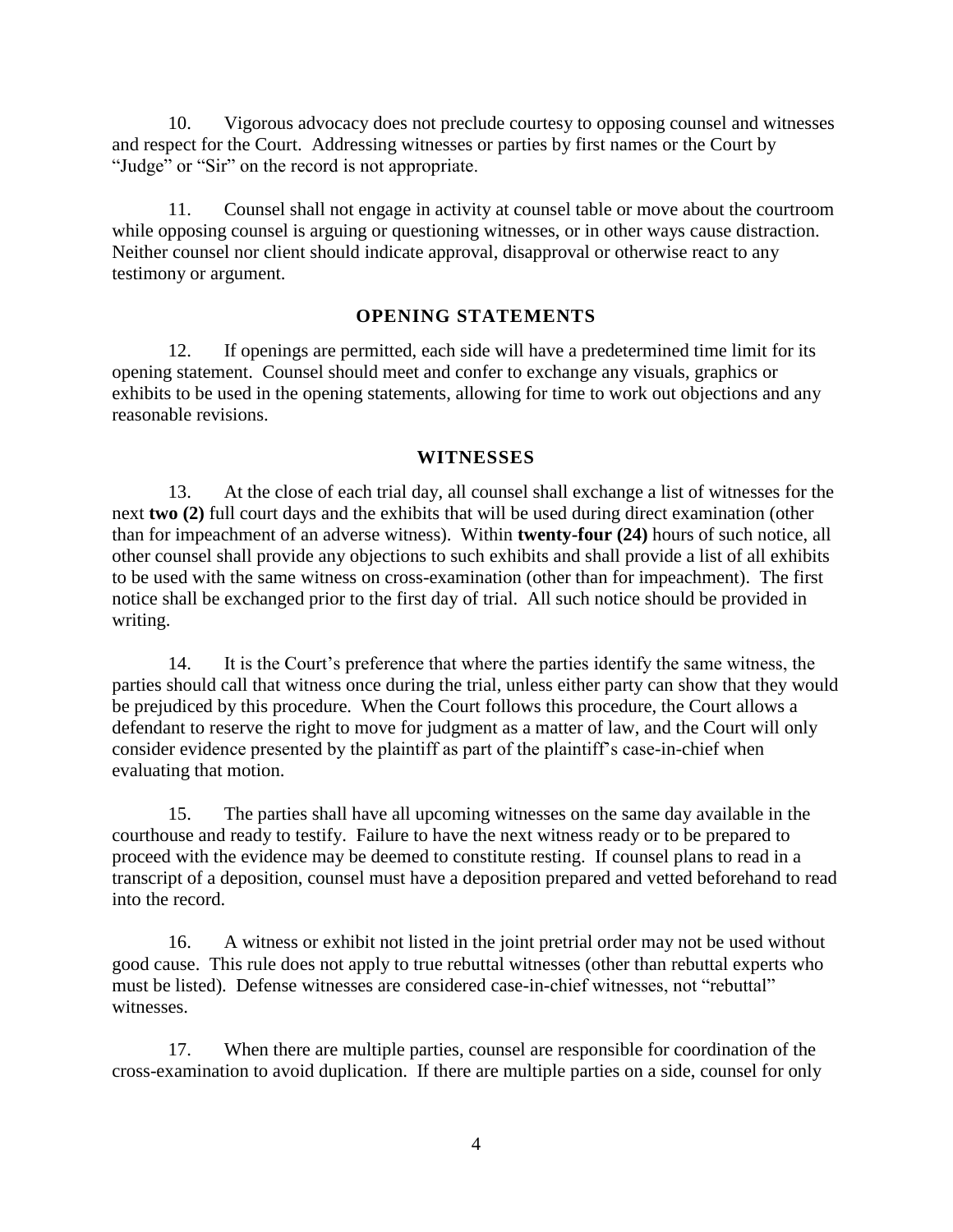10. Vigorous advocacy does not preclude courtesy to opposing counsel and witnesses and respect for the Court. Addressing witnesses or parties by first names or the Court by "Judge" or "Sir" on the record is not appropriate.

11. Counsel shall not engage in activity at counsel table or move about the courtroom while opposing counsel is arguing or questioning witnesses, or in other ways cause distraction. Neither counsel nor client should indicate approval, disapproval or otherwise react to any testimony or argument.

## OPENING STATEMENTS

12. If openings are permitted, each side will have a predetermined time limit for its opening statement. Counsel should meet and confer to exchange any visuals, graphics or exhibits to be used in the opening statements, allowing for time to work out objections and any reasonable revisions.

## WITNESSES

13. At the close of each trial day, all counsel shall exchange a list of witnesses for the next **two (2)** full court days and the exhibits that will be used during direct examination (other than for impeachment of an adverse witness). Within **twenty-four (24)** hours of such notice, all other counsel shall provide any objections to such exhibits and shall provide a list of all exhibits to be used with the same witness on cross-examination (other than for impeachment). The first notice shall be exchanged prior to the first day of trial. All such notice should be provided in writing.

14. It is the Court's preference that where the parties identify the same witness, the parties should call that witness once during the trial, unless either party can show that they would be prejudiced by this procedure. When the Court follows this procedure, the Court allows a defendant to reserve the right to move for judgment as a matter of law, and the Court will only consider evidence presented by the plaintiff as part of the plaintiff's case-in-chief when evaluating that motion.

15. The parties shall have all upcoming witnesses on the same day available in the courthouse and ready to testify. Failure to have the next witness ready or to be prepared to proceed with the evidence may be deemed to constitute resting. If counsel plans to read in a transcript of a deposition, counsel must have a deposition prepared and vetted beforehand to read into the record.

16. A witness or exhibit not listed in the joint pretrial order may not be used without good cause. This rule does not apply to true rebuttal witnesses (other than rebuttal experts who must be listed). Defense witnesses are considered case-in-chief witnesses, not "rebuttal" witnesses.

17. When there are multiple parties, counsel are responsible for coordination of the cross-examination to avoid duplication. If there are multiple parties on a side, counsel for only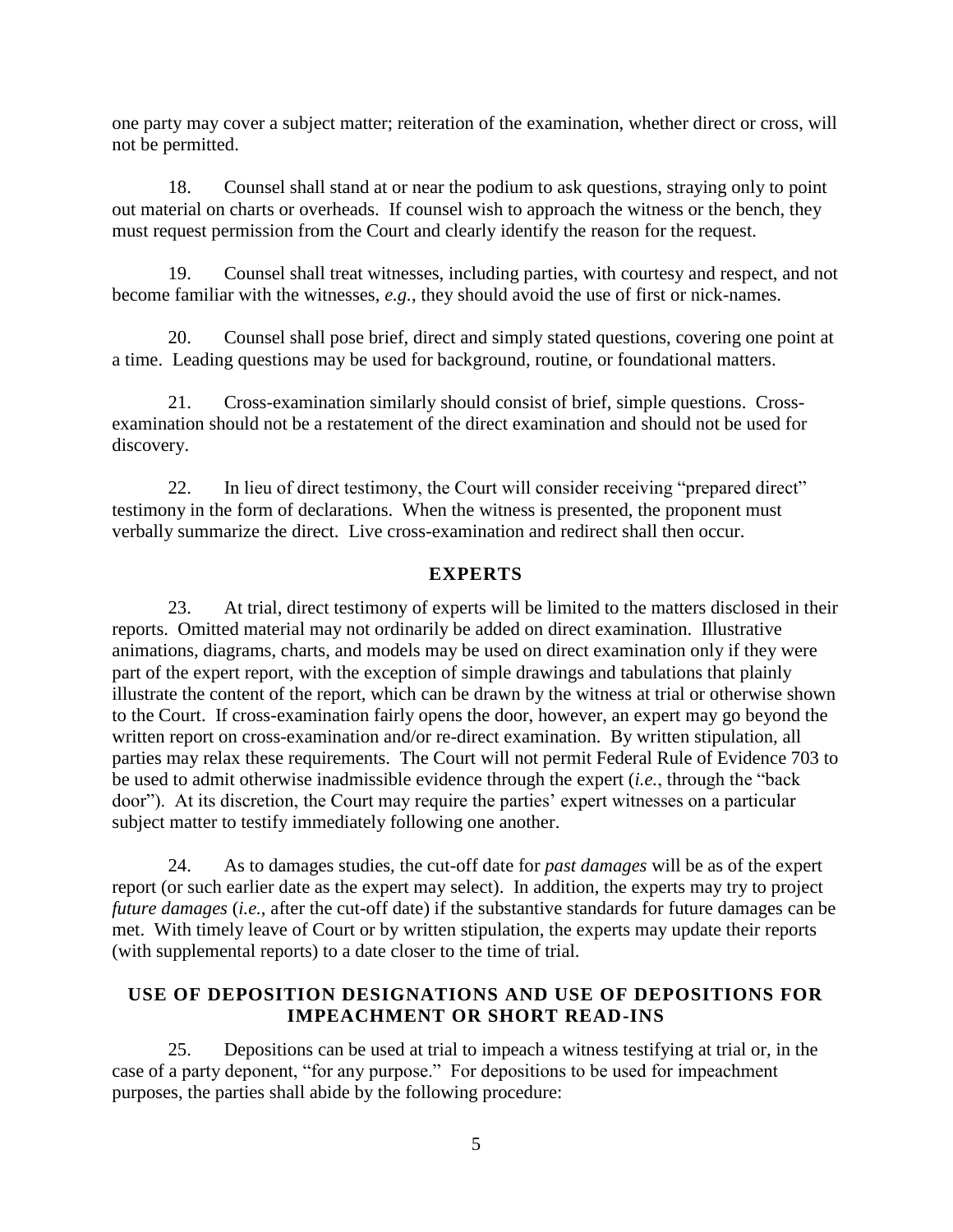one party may cover a subject matter; reiteration of the examination, whether direct or cross, will not be permitted.

18. Counsel shall stand at or near the podium to ask questions, straying only to point out material on charts or overheads. If counsel wish to approach the witness or the bench, they must request permission from the Court and clearly identify the reason for the request.

19. Counsel shall treat witnesses, including parties, with courtesy and respect, and not become familiar with the witnesses, *e.g.*, they should avoid the use of first or nick-names.

20. Counsel shall pose brief, direct and simply stated questions, covering one point at a time. Leading questions may be used for background, routine, or foundational matters.

21. Cross-examination similarly should consist of brief, simple questions. Cross-examination should not be a restatement of the direct examination and should not be used for discovery.

22. In lieu of direct testimony, the Court will consider receiving "prepared direct" testimony in the form of declarations. When the witness is presented, the proponent must verbally summarize the direct. Live cross-examination and redirect shall then occur.

## EXPERTS

23. At trial, direct testimony of experts will be limited to the matters disclosed in their reports. Omitted material may not ordinarily be added on direct examination. Illustrative animations, diagrams, charts, and models may be used on direct examination only if they were part of the expert report, with the exception of simple drawings and tabulations that plainly illustrate the content of the report, which can be drawn by the witness at trial or otherwise shown to the Court. If cross-examination fairly opens the door, however, an expert may go beyond the written report on cross-examination and/or re-direct examination. By written stipulation, all parties may relax these requirements. The Court will not permit Federal Rule of Evidence 703 to be used to admit otherwise inadmissible evidence through the expert (*i.e.*, through the "back door"). At its discretion, the Court may require the parties' expert witnesses on a particular subject matter to testify immediately following one another.

24. As to damages studies, the cut-off date for *past damages* will be as of the expert report (or such earlier date as the expert may select). In addition, the experts may try to project *future damages* (*i.e.*, after the cut-off date) if the substantive standards for future damages can be met. With timely leave of Court or by written stipulation, the experts may update their reports (with supplemental reports) to a date closer to the time of trial.

## USE OF DEPOSITION DESIGNATIONS AND USE OF DEPOSITIONS FOR IMPEACHMENT OR SHORT READ-INS

25. Depositions can be used at trial to impeach a witness testifying at trial or, in the case of a party deponent, "for any purpose." For depositions to be used for impeachment purposes, the parties shall abide by the following procedure: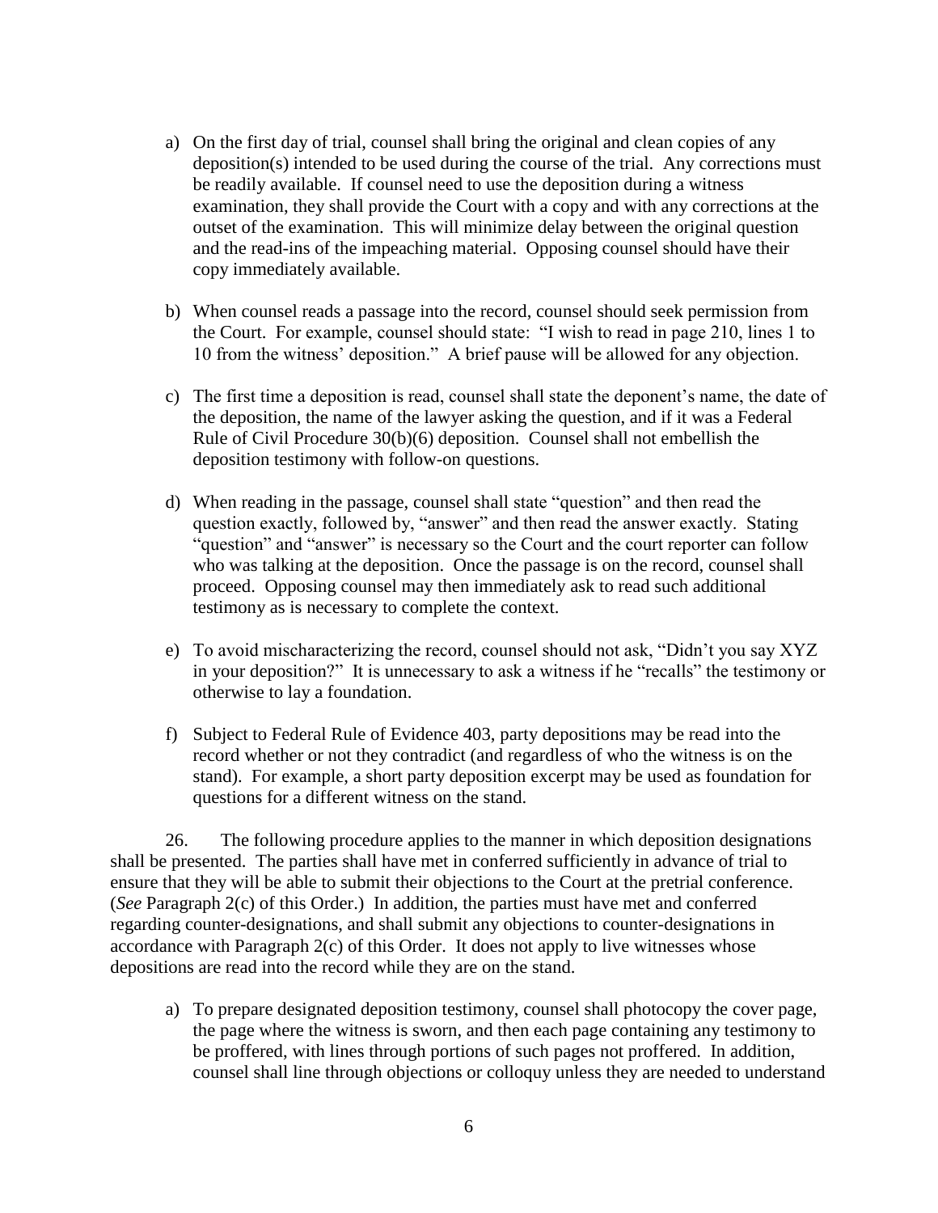a) On the first day of trial, counsel shall bring the original and clean copies of any deposition(s) intended to be used during the course of the trial. Any corrections must be readily available. If counsel need to use the deposition during a witness examination, they shall provide the Court with a copy and with any corrections at the outset of the examination. This will minimize delay between the original question and the read-ins of the impeaching material. Opposing counsel should have their copy immediately available.

b) When counsel reads a passage into the record, counsel should seek permission from the Court. For example, counsel should state: "I wish to read in page 210, lines 1 to 10 from the witness' deposition." A brief pause will be allowed for any objection.

c) The first time a deposition is read, counsel shall state the deponent's name, the date of the deposition, the name of the lawyer asking the question, and if it was a Federal Rule of Civil Procedure 30(b)(6) deposition. Counsel shall not embellish the deposition testimony with follow-on questions.

d) When reading in the passage, counsel shall state "question" and then read the question exactly, followed by, "answer" and then read the answer exactly. Stating "question" and "answer" is necessary so the Court and the court reporter can follow who was talking at the deposition. Once the passage is on the record, counsel shall proceed. Opposing counsel may then immediately ask to read such additional testimony as is necessary to complete the context.

e) To avoid mischaracterizing the record, counsel should not ask, "Didn't you say XYZ in your deposition?" It is unnecessary to ask a witness if he "recalls" the testimony or otherwise to lay a foundation.

f) Subject to Federal Rule of Evidence 403, party depositions may be read into the record whether or not they contradict (and regardless of who the witness is on the stand). For example, a short party deposition excerpt may be used as foundation for questions for a different witness on the stand.

26. The following procedure applies to the manner in which deposition designations shall be presented. The parties shall have met in conferred sufficiently in advance of trial to ensure that they will be able to submit their objections to the Court at the pretrial conference. (*See* Paragraph 2(c) of this Order.) In addition, the parties must have met and conferred regarding counter-designations, and shall submit any objections to counter-designations in accordance with Paragraph 2(c) of this Order. It does not apply to live witnesses whose depositions are read into the record while they are on the stand.

a) To prepare designated deposition testimony, counsel shall photocopy the cover page, the page where the witness is sworn, and then each page containing any testimony to be proffered, with lines through portions of such pages not proffered. In addition, counsel shall line through objections or colloquy unless they are needed to understand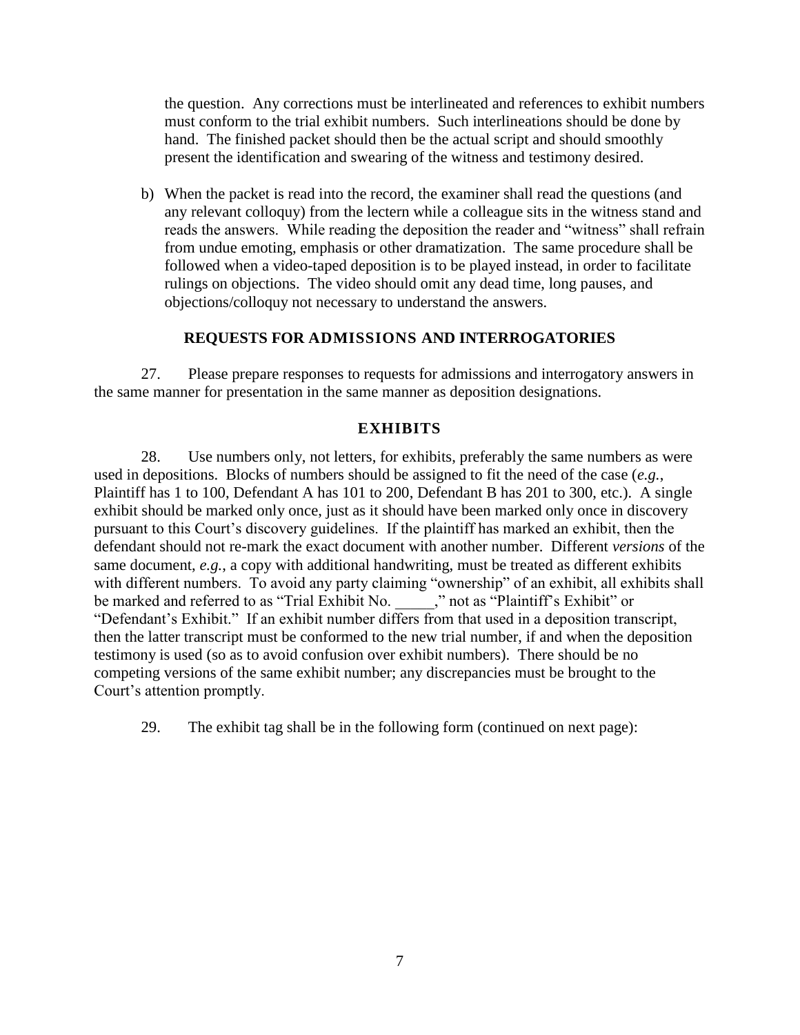the question. Any corrections must be interlineated and references to exhibit numbers must conform to the trial exhibit numbers. Such interlineations should be done by hand. The finished packet should then be the actual script and should smoothly present the identification and swearing of the witness and testimony desired.

b) When the packet is read into the record, the examiner shall read the questions (and any relevant colloquy) from the lectern while a colleague sits in the witness stand and reads the answers. While reading the deposition the reader and "witness" shall refrain from undue emoting, emphasis or other dramatization. The same procedure shall be followed when a video-taped deposition is to be played instead, in order to facilitate rulings on objections. The video should omit any dead time, long pauses, and objections/colloquy not necessary to understand the answers.

## REQUESTS FOR ADMISSIONS AND INTERROGATORIES

27. Please prepare responses to requests for admissions and interrogatory answers in the same manner for presentation in the same manner as deposition designations.

## EXHIBITS

28. Use numbers only, not letters, for exhibits, preferably the same numbers as were used in depositions. Blocks of numbers should be assigned to fit the need of the case (*e.g.*, Plaintiff has 1 to 100, Defendant A has 101 to 200, Defendant B has 201 to 300, etc.). A single exhibit should be marked only once, just as it should have been marked only once in discovery pursuant to this Court's discovery guidelines. If the plaintiff has marked an exhibit, then the defendant should not re-mark the exact document with another number. Different *versions* of the same document, *e.g.*, a copy with additional handwriting, must be treated as different exhibits with different numbers. To avoid any party claiming "ownership" of an exhibit, all exhibits shall be marked and referred to as "Trial Exhibit No. _____," not as "Plaintiff's Exhibit" or "Defendant's Exhibit." If an exhibit number differs from that used in a deposition transcript, then the latter transcript must be conformed to the new trial number, if and when the deposition testimony is used (so as to avoid confusion over exhibit numbers). There should be no competing versions of the same exhibit number; any discrepancies must be brought to the Court's attention promptly.

29. The exhibit tag shall be in the following form (continued on next page):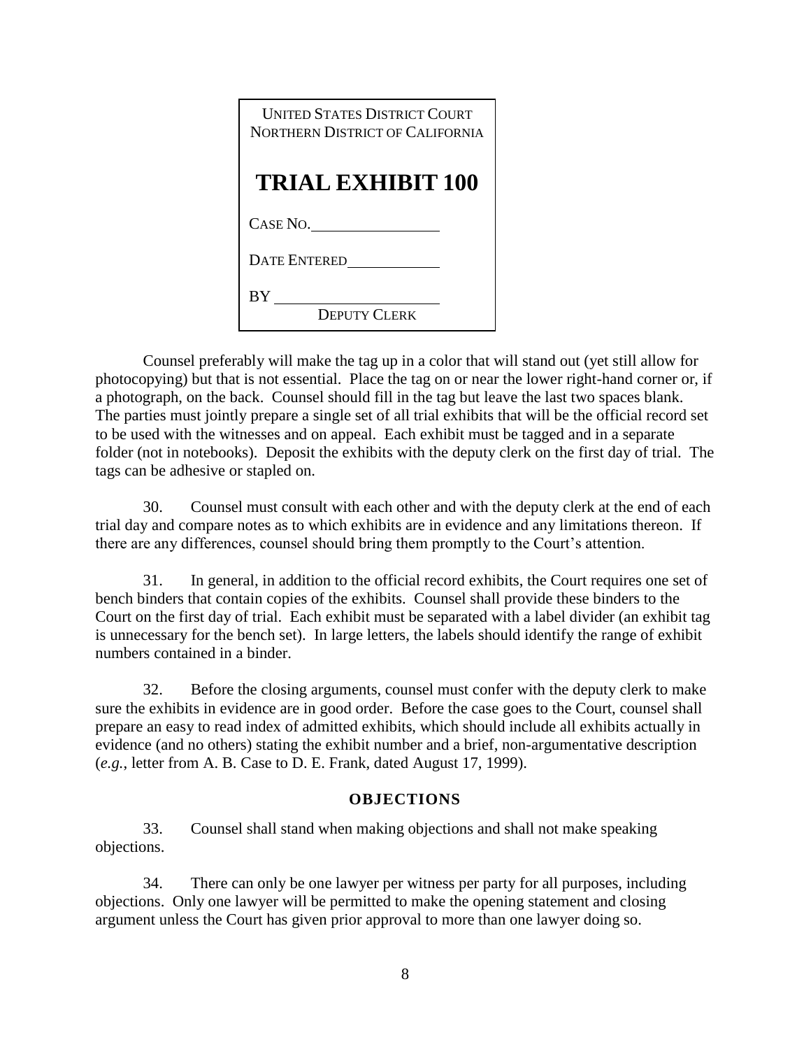UNITED STATES DISTRICT COURT
NORTHERN DISTRICT OF CALIFORNIA

**TRIAL EXHIBIT 100**

CASE NO. ________________

DATE ENTERED ____________

BY ____________________
DEPUTY CLERK

Counsel preferably will make the tag up in a color that will stand out (yet still allow for photocopying) but that is not essential. Place the tag on or near the lower right-hand corner or, if a photograph, on the back. Counsel should fill in the tag but leave the last two spaces blank. The parties must jointly prepare a single set of all trial exhibits that will be the official record set to be used with the witnesses and on appeal. Each exhibit must be tagged and in a separate folder (not in notebooks). Deposit the exhibits with the deputy clerk on the first day of trial. The tags can be adhesive or stapled on.

30. Counsel must consult with each other and with the deputy clerk at the end of each trial day and compare notes as to which exhibits are in evidence and any limitations thereon. If there are any differences, counsel should bring them promptly to the Court's attention.

31. In general, in addition to the official record exhibits, the Court requires one set of bench binders that contain copies of the exhibits. Counsel shall provide these binders to the Court on the first day of trial. Each exhibit must be separated with a label divider (an exhibit tag is unnecessary for the bench set). In large letters, the labels should identify the range of exhibit numbers contained in a binder.

32. Before the closing arguments, counsel must confer with the deputy clerk to make sure the exhibits in evidence are in good order. Before the case goes to the Court, counsel shall prepare an easy to read index of admitted exhibits, which should include all exhibits actually in evidence (and no others) stating the exhibit number and a brief, non-argumentative description (*e.g.*, letter from A. B. Case to D. E. Frank, dated August 17, 1999).

## OBJECTIONS

33. Counsel shall stand when making objections and shall not make speaking objections.

34. There can only be one lawyer per witness per party for all purposes, including objections. Only one lawyer will be permitted to make the opening statement and closing argument unless the Court has given prior approval to more than one lawyer doing so.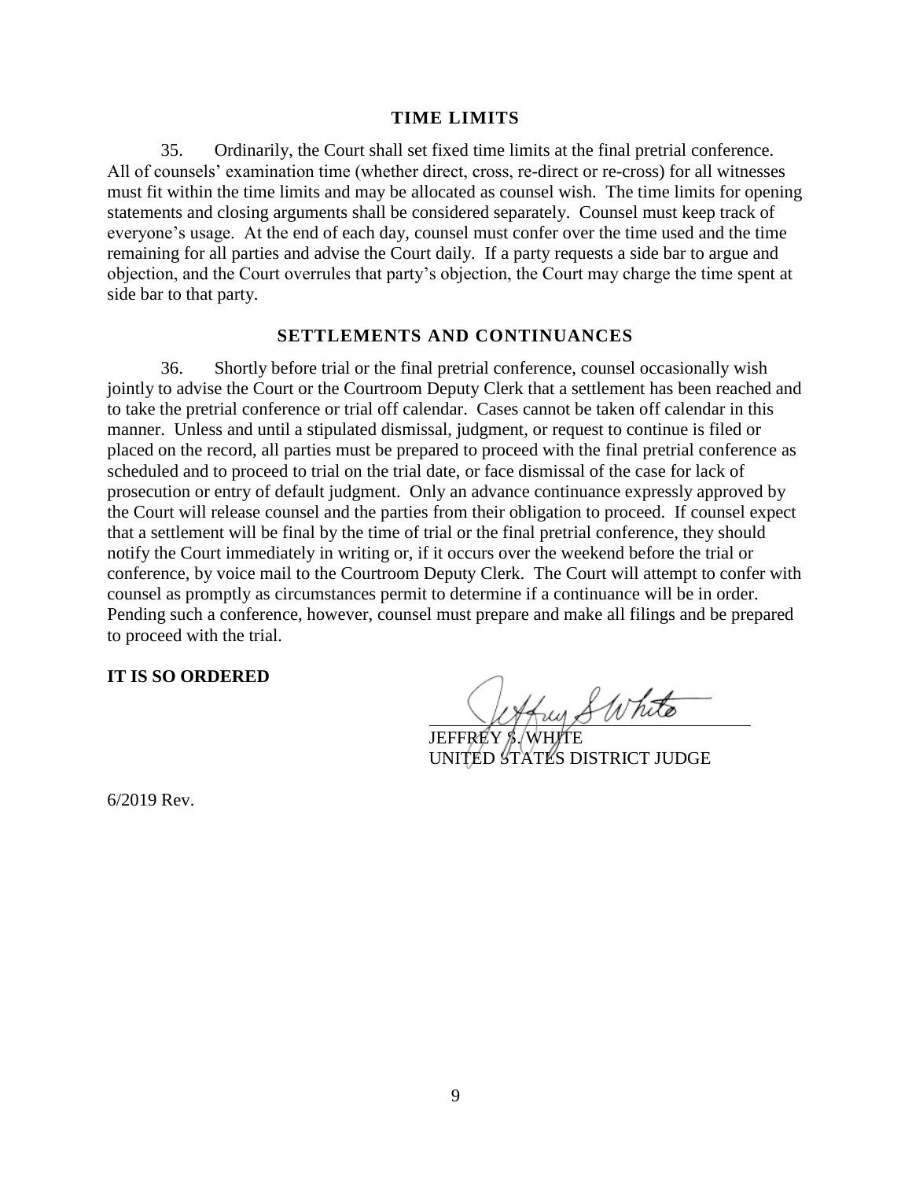## TIME LIMITS

35. Ordinarily, the Court shall set fixed time limits at the final pretrial conference. All of counsels' examination time (whether direct, cross, re-direct or re-cross) for all witnesses must fit within the time limits and may be allocated as counsel wish. The time limits for opening statements and closing arguments shall be considered separately. Counsel must keep track of everyone's usage. At the end of each day, counsel must confer over the time used and the time remaining for all parties and advise the Court daily. If a party requests a side bar to argue and objection, and the Court overrules that party's objection, the Court may charge the time spent at side bar to that party.

## SETTLEMENTS AND CONTINUANCES

36. Shortly before trial or the final pretrial conference, counsel occasionally wish jointly to advise the Court or the Courtroom Deputy Clerk that a settlement has been reached and to take the pretrial conference or trial off calendar. Cases cannot be taken off calendar in this manner. Unless and until a stipulated dismissal, judgment, or request to continue is filed or placed on the record, all parties must be prepared to proceed with the final pretrial conference as scheduled and to proceed to trial on the trial date, or face dismissal of the case for lack of prosecution or entry of default judgment. Only an advance continuance expressly approved by the Court will release counsel and the parties from their obligation to proceed. If counsel expect that a settlement will be final by the time of trial or the final pretrial conference, they should notify the Court immediately in writing or, if it occurs over the weekend before the trial or conference, by voice mail to the Courtroom Deputy Clerk. The Court will attempt to confer with counsel as promptly as circumstances permit to determine if a continuance will be in order. Pending such a conference, however, counsel must prepare and make all filings and be prepared to proceed with the trial.

**IT IS SO ORDERED**

JEFFREY S. WHITE
UNITED STATES DISTRICT JUDGE

6/2019 Rev.